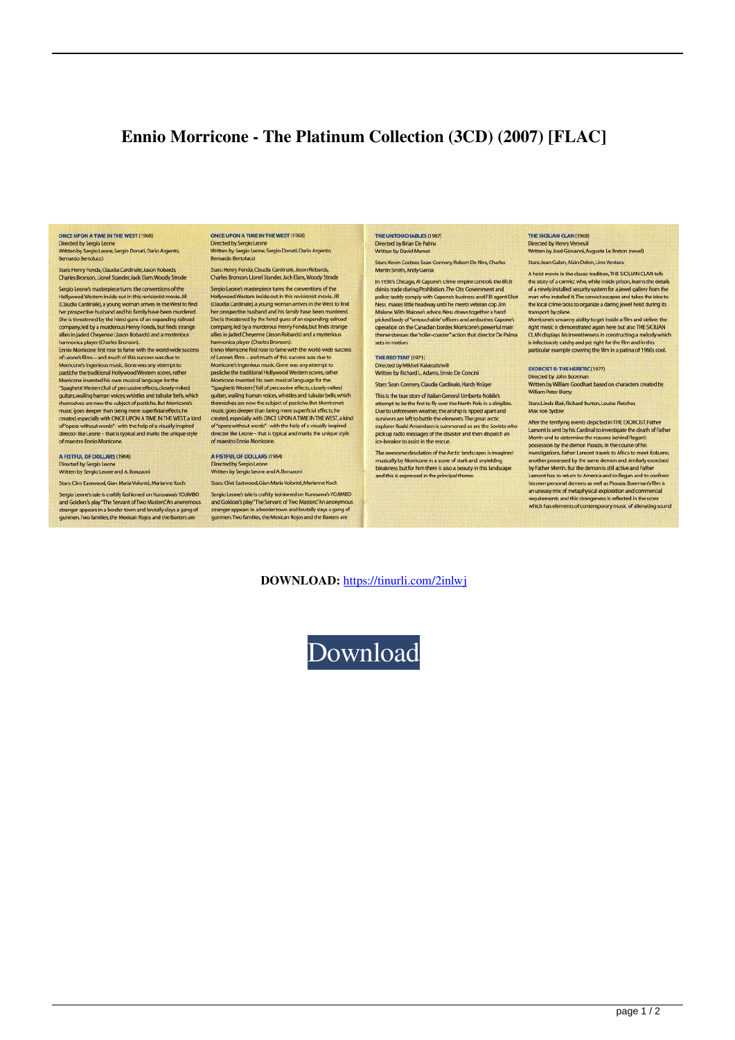# Ennio Morricone - The Platinum Collection (3CD) (2007) [FLAC]

**ONCE UPON A TIME IN THE WEST** (1968)
Directed by Sergio Leone
Written by Sergio Leone, Sergio Donati, Dario Argento, Bernardo Bertolucci

Stars: Henry Fonda, Claudia Cardinale, Jason Robards, Charles Bronson, Lionel Stander, Jack Elam, Woody Strode

Sergio Leone's masterpiece turns the conventions of the Hollywood Western inside out in this revisionist movie. Jill (Claudia Cardinale), a young woman arrives in the West to find her prospective husband and his family have been murdered. She is threatened by the hired guns of an expanding railroad company, led by a murderous Henry Fonda, but finds strange allies in jaded Cheyenne (Jason Robards) and a mysterious harmonica player (Charles Bronson).
Ennio Morricone first rose to fame with the world-wide success of Leone's films – and much of this success was due to Morricone's ingenious music. Gone was any attempt to pastiche the traditional Hollywood Western scores, rather Morricone invented his own musical language for the "Spaghetti Western", full of percussive effects, closely-miked guitars, wailing human voices, whistles and tubular bells, which themselves are now the subject of pastiche. But Morricone's music goes deeper than being mere superficial effects; he created, especially with ONCE UPON A TIME IN THE WEST, a kind of "opera without words" - with the help of a visually inspired director like Leone – that is typical and marks the unique style of maestro Ennio Morricone.

**A FISTFUL OF DOLLARS** (1964)
Directed by Sergio Leone
Written by Sergio Leone and A. Bonzzoni

Stars: Clint Eastwood, Gian Maria Volonté, Marianne Koch

Sergio Leone's tale is craftily fashioned on Kurosawa's YOJIMBO and Goldoni's play "The Servant of Two Masters". An anonymous stranger appears in a border town and brutally slays a gang of gunmen. Two families, the Mexican Rojos and the Baxters are

**ONCE UPON A TIME IN THE WEST** (1968)
Directed by Sergio Leone
Written by Sergio Leone, Sergio Donati, Dario Argento, Bernardo Bertolucci

Stars: Henry Fonda, Claudia Cardinale, Jason Robards, Charles Bronson, Lionel Stander, Jack Elam, Woody Strode

Sergio Leone's masterpiece turns the conventions of the Hollywood Western inside out in this revisionist movie. Jill (Claudia Cardinale), a young woman arrives in the West to find her prospective husband and his family have been murdered. She is threatened by the hired guns of an expanding railroad company, led by a murderous Henry Fonda, but finds strange allies in jaded Cheyenne (Jason Robards) and a mysterious harmonica player (Charles Bronson).
Ennio Morricone first rose to fame with the world-wide success of Leone's films – and much of this success was due to Morricone's ingenious music. Gone was any attempt to pastiche the traditional Hollywood Western scores, rather Morricone invented his own musical language for the "Spaghetti Western", full of percussive effects, closely-miked guitars, wailing human voices, whistles and tubular bells, which themselves are now the subject of pastiche. But Morricone's music goes deeper than being mere superficial effects; he created, especially with ONCE UPON A TIME IN THE WEST, a kind of "opera without words" - with the help of a visually inspired director like Leone – that is typical and marks the unique style of maestro Ennio Morricone.

**A FISTFUL OF DOLLARS** (1964)
Directed by Sergio Leone
Written by Sergio Leone and A. Bonzzoni

Stars: Clint Eastwood, Gian Maria Volonté, Marianne Koch

Sergio Leone's tale is craftily fashioned on Kurosawa's YOJIMBO and Goldoni's play "The Servant of Two Masters". An anonymous stranger appears in a border town and brutally slays a gang of gunmen. Two families, the Mexican Rojos and the Baxters are

**THE UNTOUCHABLES** (1987)
Directed by Brian De Palma
Written by David Mamet

Stars: Kevin Costner, Sean Connery, Robert De Niro, Charles Martin Smith, Andy Garcia

In 1930's Chicago, Al Capone's crime empire controls the illicit drinks trade during Prohibition. The City Government and police tacitly comply with Capone's business and FBI agent Eliot Ness makes little headway until he meets veteran cop Jim Malone. With Malone's advice, Ness draws together a hand picked body of "untouchable" officers and ambushes Capone's operation on the Canadian border. Morricone's powerful main theme stresses the "roller-coaster" action that director De Palma sets in motion.

**THE RED TENT** (1971)
Directed by Mikheil Kalatozishvili
Written by Richard L. Adams, Ennio De Concini

Stars: Sean Connery, Claudia Cardinale, Hardy Krüger

This is the true story of Italian General Umberto Nobile's attempt to be the first to fly over the North Pole in a dirigible. Due to unforeseen weather, the airship is ripped apart and survivors are left to battle the elements. The great arctic explorer Roald Amundsen is summoned as are the Soviets who pick up radio messages of the disaster and then dispatch an ice-breaker to assist in the rescue.

The awesome desolation of the Arctic landscapes is imagined musically by Morricone in a score of stark and unyielding bleakness but for him there is also a beauty in this landscape and this is expressed in the principal theme.

**THE SICILIAN CLAN** (1969)
Directed by Henry Verneuil
Written by José Giovanni, Auguste Le Breton (novel)

Stars: Jean Gabin, Alain Delon, Lino Ventura

A heist movie in the classic tradition, THE SICILIAN CLAN tells the story of a convict who, while inside prison, learns the details of a newly installed security system for a jewel gallery from the man who installed it. The convict escapes and takes the idea to the local crime boss to organize a daring jewel heist during its transport by plane.
Morricone's uncanny ability to get inside a film and deliver the right music is demonstrated again here but also THE SICILIAN CLAN displays his inventiveness in constructing a melody which is infectiously catchy and yet right for the film and in this particular example covering the film in a patina of 1960s cool.

**EXORCIST II: THE HERETIC** (1977)
Directed by John Boorman
Written by William Goodhart based on characters created by William Peter Blatty

Stars: Linda Blair, Richard Burton, Louise Fletcher, Max von Sydow

After the terrifying events depicted in THE EXORCIST, Father Lamont is sent by his Cardinal to investigate the death of Father Merrin and to determine the reasons behind Regan's possession by the demon Pasuzu. In the course of his investigations, Father Lamont travels to Africa to meet Kokumo, another possessed by the same demon and similarly exorcised by Father Merrin. But the demon is still active and Father Lamont has to return to America and to Regan and to confront his own personal demons as well as Pasuzu. Boorman's film is an uneasy mix of metaphysical exploration and commercial requirements and this strangeness is reflected in the score which has elements of contemporary music of alienating sound

**DOWNLOAD:** https://tinurli.com/2inlwj

Download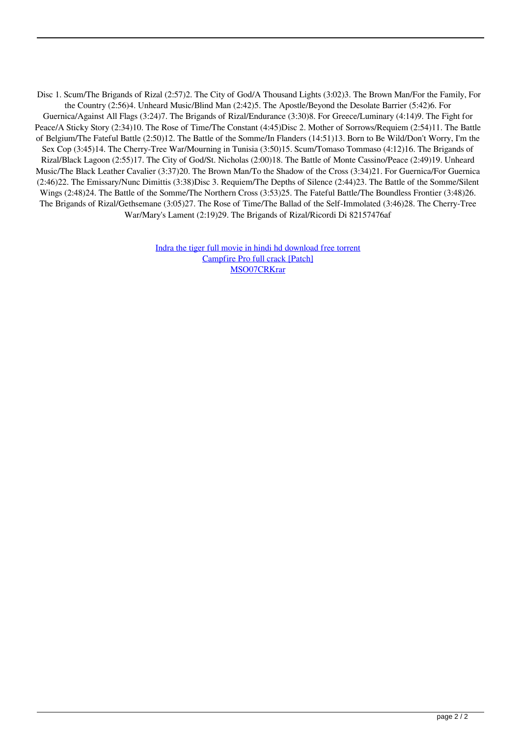Disc 1. Scum/The Brigands of Rizal (2:57)2. The City of God/A Thousand Lights (3:02)3. The Brown Man/For the Family, For the Country (2:56)4. Unheard Music/Blind Man (2:42)5. The Apostle/Beyond the Desolate Barrier (5:42)6. For Guernica/Against All Flags (3:24)7. The Brigands of Rizal/Endurance (3:30)8. For Greece/Luminary (4:14)9. The Fight for Peace/A Sticky Story (2:34)10. The Rose of Time/The Constant (4:45)Disc 2. Mother of Sorrows/Requiem (2:54)11. The Battle of Belgium/The Fateful Battle (2:50)12. The Battle of the Somme/In Flanders (14:51)13. Born to Be Wild/Don't Worry, I'm the Sex Cop (3:45)14. The Cherry-Tree War/Mourning in Tunisia (3:50)15. Scum/Tomaso Tommaso (4:12)16. The Brigands of Rizal/Black Lagoon (2:55)17. The City of God/St. Nicholas (2:00)18. The Battle of Monte Cassino/Peace (2:49)19. Unheard Music/The Black Leather Cavalier (3:37)20. The Brown Man/To the Shadow of the Cross (3:34)21. For Guernica/For Guernica (2:46)22. The Emissary/Nunc Dimittis (3:38)Disc 3. Requiem/The Depths of Silence (2:44)23. The Battle of the Somme/Silent Wings (2:48)24. The Battle of the Somme/The Northern Cross (3:53)25. The Fateful Battle/The Boundless Frontier (3:48)26. The Brigands of Rizal/Gethsemane (3:05)27. The Rose of Time/The Ballad of the Self-Immolated (3:46)28. The Cherry-Tree War/Mary's Lament (2:19)29. The Brigands of Rizal/Ricordi Di 82157476af

Indra the tiger full movie in hindi hd download free torrent
Campfire Pro full crack [Patch]
MSO07CRKrar